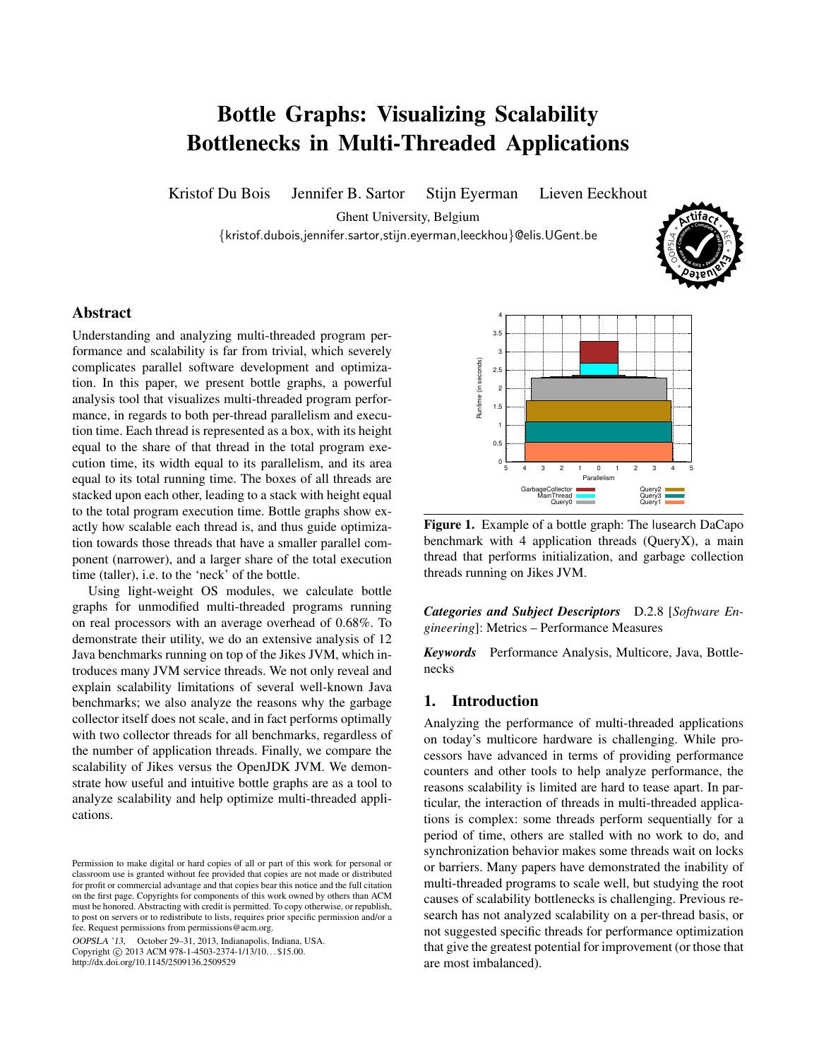# Bottle Graphs: Visualizing Scalability Bottlenecks in Multi-Threaded Applications

Kristof Du Bois   Jennifer B. Sartor   Stijn Eyerman   Lieven Eeckhout

Ghent University, Belgium

{kristof.dubois,jennifer.sartor,stijn.eyerman,leeckhou}@elis.UGent.be

## Abstract

Understanding and analyzing multi-threaded program performance and scalability is far from trivial, which severely complicates parallel software development and optimization. In this paper, we present bottle graphs, a powerful analysis tool that visualizes multi-threaded program performance, in regards to both per-thread parallelism and execution time. Each thread is represented as a box, with its height equal to the share of that thread in the total program execution time, its width equal to its parallelism, and its area equal to its total running time. The boxes of all threads are stacked upon each other, leading to a stack with height equal to the total program execution time. Bottle graphs show exactly how scalable each thread is, and thus guide optimization towards those threads that have a smaller parallel component (narrower), and a larger share of the total execution time (taller), i.e. to the 'neck' of the bottle.

Using light-weight OS modules, we calculate bottle graphs for unmodified multi-threaded programs running on real processors with an average overhead of 0.68%. To demonstrate their utility, we do an extensive analysis of 12 Java benchmarks running on top of the Jikes JVM, which introduces many JVM service threads. We not only reveal and explain scalability limitations of several well-known Java benchmarks; we also analyze the reasons why the garbage collector itself does not scale, and in fact performs optimally with two collector threads for all benchmarks, regardless of the number of application threads. Finally, we compare the scalability of Jikes versus the OpenJDK JVM. We demonstrate how useful and intuitive bottle graphs are as a tool to analyze scalability and help optimize multi-threaded applications.

Runtime (in seconds)
4
3.5
3
2.5
2
1.5
1
0.5
0
5 4 3 2 1 0 1 2 3 4 5
Parallelism
GarbageCollector
MainThread
Query0
Query2
Query3
Query1

**Figure 1.** Example of a bottle graph: The lusearch DaCapo benchmark with 4 application threads (QueryX), a main thread that performs initialization, and garbage collection threads running on Jikes JVM.

***Categories and Subject Descriptors*** D.2.8 [*Software Engineering*]: Metrics – Performance Measures

***Keywords*** Performance Analysis, Multicore, Java, Bottlenecks

## 1. Introduction

Analyzing the performance of multi-threaded applications on today's multicore hardware is challenging. While processors have advanced in terms of providing performance counters and other tools to help analyze performance, the reasons scalability is limited are hard to tease apart. In particular, the interaction of threads in multi-threaded applications is complex: some threads perform sequentially for a period of time, others are stalled with no work to do, and synchronization behavior makes some threads wait on locks or barriers. Many papers have demonstrated the inability of multi-threaded programs to scale well, but studying the root causes of scalability bottlenecks is challenging. Previous research has not analyzed scalability on a per-thread basis, or not suggested specific threads for performance optimization that give the greatest potential for improvement (or those that are most imbalanced).

Permission to make digital or hard copies of all or part of this work for personal or classroom use is granted without fee provided that copies are not made or distributed for profit or commercial advantage and that copies bear this notice and the full citation on the first page. Copyrights for components of this work owned by others than ACM must be honored. Abstracting with credit is permitted. To copy otherwise, or republish, to post on servers or to redistribute to lists, requires prior specific permission and/or a fee. Request permissions from permissions@acm.org.

*OOPSLA '13*, October 29–31, 2013, Indianapolis, Indiana, USA.
Copyright © 2013 ACM 978-1-4503-2374-1/13/10... $15.00.
http://dx.doi.org/10.1145/2509136.2509529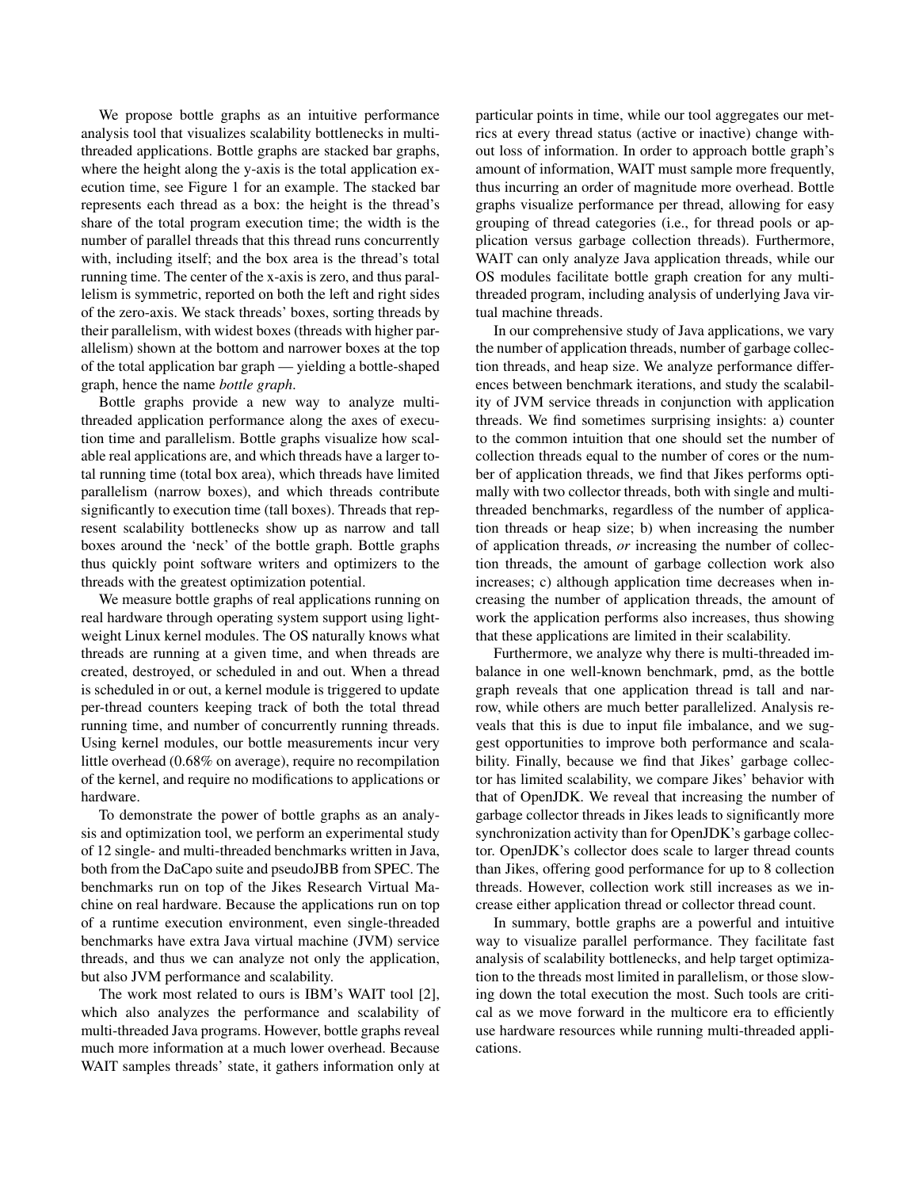We propose bottle graphs as an intuitive performance analysis tool that visualizes scalability bottlenecks in multi-threaded applications. Bottle graphs are stacked bar graphs, where the height along the y-axis is the total application execution time, see Figure 1 for an example. The stacked bar represents each thread as a box: the height is the thread's share of the total program execution time; the width is the number of parallel threads that this thread runs concurrently with, including itself; and the box area is the thread's total running time. The center of the x-axis is zero, and thus parallelism is symmetric, reported on both the left and right sides of the zero-axis. We stack threads' boxes, sorting threads by their parallelism, with widest boxes (threads with higher parallelism) shown at the bottom and narrower boxes at the top of the total application bar graph — yielding a bottle-shaped graph, hence the name *bottle graph*.

Bottle graphs provide a new way to analyze multi-threaded application performance along the axes of execution time and parallelism. Bottle graphs visualize how scalable real applications are, and which threads have a larger total running time (total box area), which threads have limited parallelism (narrow boxes), and which threads contribute significantly to execution time (tall boxes). Threads that represent scalability bottlenecks show up as narrow and tall boxes around the 'neck' of the bottle graph. Bottle graphs thus quickly point software writers and optimizers to the threads with the greatest optimization potential.

We measure bottle graphs of real applications running on real hardware through operating system support using lightweight Linux kernel modules. The OS naturally knows what threads are running at a given time, and when threads are created, destroyed, or scheduled in and out. When a thread is scheduled in or out, a kernel module is triggered to update per-thread counters keeping track of both the total thread running time, and number of concurrently running threads. Using kernel modules, our bottle measurements incur very little overhead (0.68% on average), require no recompilation of the kernel, and require no modifications to applications or hardware.

To demonstrate the power of bottle graphs as an analysis and optimization tool, we perform an experimental study of 12 single- and multi-threaded benchmarks written in Java, both from the DaCapo suite and pseudoJBB from SPEC. The benchmarks run on top of the Jikes Research Virtual Machine on real hardware. Because the applications run on top of a runtime execution environment, even single-threaded benchmarks have extra Java virtual machine (JVM) service threads, and thus we can analyze not only the application, but also JVM performance and scalability.

The work most related to ours is IBM's WAIT tool [2], which also analyzes the performance and scalability of multi-threaded Java programs. However, bottle graphs reveal much more information at a much lower overhead. Because WAIT samples threads' state, it gathers information only at particular points in time, while our tool aggregates our metrics at every thread status (active or inactive) change without loss of information. In order to approach bottle graph's amount of information, WAIT must sample more frequently, thus incurring an order of magnitude more overhead. Bottle graphs visualize performance per thread, allowing for easy grouping of thread categories (i.e., for thread pools or application versus garbage collection threads). Furthermore, WAIT can only analyze Java application threads, while our OS modules facilitate bottle graph creation for any multi-threaded program, including analysis of underlying Java virtual machine threads.

In our comprehensive study of Java applications, we vary the number of application threads, number of garbage collection threads, and heap size. We analyze performance differences between benchmark iterations, and study the scalability of JVM service threads in conjunction with application threads. We find sometimes surprising insights: a) counter to the common intuition that one should set the number of collection threads equal to the number of cores or the number of application threads, we find that Jikes performs optimally with two collector threads, both with single and multi-threaded benchmarks, regardless of the number of application threads or heap size; b) when increasing the number of application threads, *or* increasing the number of collection threads, the amount of garbage collection work also increases; c) although application time decreases when increasing the number of application threads, the amount of work the application performs also increases, thus showing that these applications are limited in their scalability.

Furthermore, we analyze why there is multi-threaded imbalance in one well-known benchmark, pmd, as the bottle graph reveals that one application thread is tall and narrow, while others are much better parallelized. Analysis reveals that this is due to input file imbalance, and we suggest opportunities to improve both performance and scalability. Finally, because we find that Jikes' garbage collector has limited scalability, we compare Jikes' behavior with that of OpenJDK. We reveal that increasing the number of garbage collector threads in Jikes leads to significantly more synchronization activity than for OpenJDK's garbage collector. OpenJDK's collector does scale to larger thread counts than Jikes, offering good performance for up to 8 collection threads. However, collection work still increases as we increase either application thread or collector thread count.

In summary, bottle graphs are a powerful and intuitive way to visualize parallel performance. They facilitate fast analysis of scalability bottlenecks, and help target optimization to the threads most limited in parallelism, or those slowing down the total execution the most. Such tools are critical as we move forward in the multicore era to efficiently use hardware resources while running multi-threaded applications.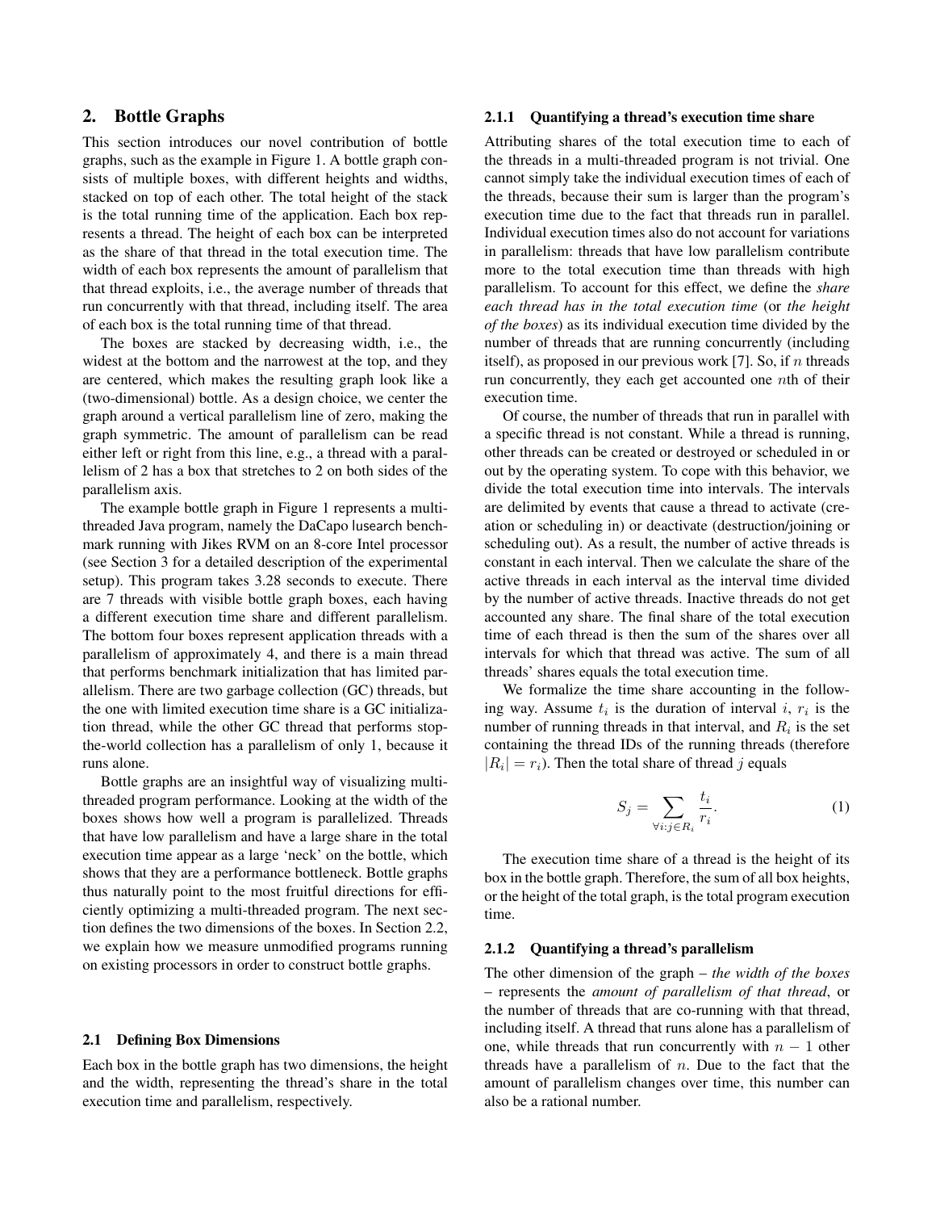## 2. Bottle Graphs

This section introduces our novel contribution of bottle graphs, such as the example in Figure 1. A bottle graph consists of multiple boxes, with different heights and widths, stacked on top of each other. The total height of the stack is the total running time of the application. Each box represents a thread. The height of each box can be interpreted as the share of that thread in the total execution time. The width of each box represents the amount of parallelism that that thread exploits, i.e., the average number of threads that run concurrently with that thread, including itself. The area of each box is the total running time of that thread.

The boxes are stacked by decreasing width, i.e., the widest at the bottom and the narrowest at the top, and they are centered, which makes the resulting graph look like a (two-dimensional) bottle. As a design choice, we center the graph around a vertical parallelism line of zero, making the graph symmetric. The amount of parallelism can be read either left or right from this line, e.g., a thread with a parallelism of 2 has a box that stretches to 2 on both sides of the parallelism axis.

The example bottle graph in Figure 1 represents a multi-threaded Java program, namely the DaCapo lusearch benchmark running with Jikes RVM on an 8-core Intel processor (see Section 3 for a detailed description of the experimental setup). This program takes 3.28 seconds to execute. There are 7 threads with visible bottle graph boxes, each having a different execution time share and different parallelism. The bottom four boxes represent application threads with a parallelism of approximately 4, and there is a main thread that performs benchmark initialization that has limited parallelism. There are two garbage collection (GC) threads, but the one with limited execution time share is a GC initialization thread, while the other GC thread that performs stop-the-world collection has a parallelism of only 1, because it runs alone.

Bottle graphs are an insightful way of visualizing multi-threaded program performance. Looking at the width of the boxes shows how well a program is parallelized. Threads that have low parallelism and have a large share in the total execution time appear as a large 'neck' on the bottle, which shows that they are a performance bottleneck. Bottle graphs thus naturally point to the most fruitful directions for efficiently optimizing a multi-threaded program. The next section defines the two dimensions of the boxes. In Section 2.2, we explain how we measure unmodified programs running on existing processors in order to construct bottle graphs.

### 2.1 Defining Box Dimensions

Each box in the bottle graph has two dimensions, the height and the width, representing the thread's share in the total execution time and parallelism, respectively.

#### 2.1.1 Quantifying a thread's execution time share

Attributing shares of the total execution time to each of the threads in a multi-threaded program is not trivial. One cannot simply take the individual execution times of each of the threads, because their sum is larger than the program's execution time due to the fact that threads run in parallel. Individual execution times also do not account for variations in parallelism: threads that have low parallelism contribute more to the total execution time than threads with high parallelism. To account for this effect, we define the *share each thread has in the total execution time* (or *the height of the boxes*) as its individual execution time divided by the number of threads that are running concurrently (including itself), as proposed in our previous work [7]. So, if $n$ threads run concurrently, they each get accounted one $n$th of their execution time.

Of course, the number of threads that run in parallel with a specific thread is not constant. While a thread is running, other threads can be created or destroyed or scheduled in or out by the operating system. To cope with this behavior, we divide the total execution time into intervals. The intervals are delimited by events that cause a thread to activate (creation or scheduling in) or deactivate (destruction/joining or scheduling out). As a result, the number of active threads is constant in each interval. Then we calculate the share of the active threads in each interval as the interval time divided by the number of active threads. Inactive threads do not get accounted any share. The final share of the total execution time of each thread is then the sum of the shares over all intervals for which that thread was active. The sum of all threads' shares equals the total execution time.

We formalize the time share accounting in the following way. Assume $t_i$ is the duration of interval $i$, $r_i$ is the number of running threads in that interval, and $R_i$ is the set containing the thread IDs of the running threads (therefore $|R_i| = r_i$). Then the total share of thread $j$ equals

$$S_j = \sum_{\forall i: j \in R_i} \frac{t_i}{r_i}. \tag{1}$$

The execution time share of a thread is the height of its box in the bottle graph. Therefore, the sum of all box heights, or the height of the total graph, is the total program execution time.

#### 2.1.2 Quantifying a thread's parallelism

The other dimension of the graph – *the width of the boxes* – represents the *amount of parallelism of that thread*, or the number of threads that are co-running with that thread, including itself. A thread that runs alone has a parallelism of one, while threads that run concurrently with $n - 1$ other threads have a parallelism of $n$. Due to the fact that the amount of parallelism changes over time, this number can also be a rational number.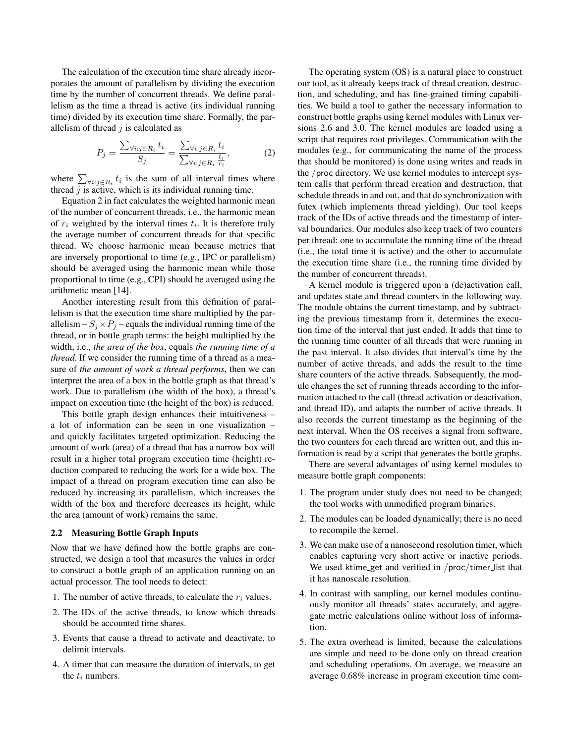The calculation of the execution time share already incorporates the amount of parallelism by dividing the execution time by the number of concurrent threads. We define parallelism as the time a thread is active (its individual running time) divided by its execution time share. Formally, the parallelism of thread $j$ is calculated as

$$P_j = \frac{\sum_{\forall i:j \in R_i} t_i}{S_j} = \frac{\sum_{\forall i:j \in R_i} t_i}{\sum_{\forall i:j \in R_i} \frac{t_i}{r_i}}, \tag{2}$$

where $\sum_{\forall i:j \in R_i} t_i$ is the sum of all interval times where thread $j$ is active, which is its individual running time.

Equation 2 in fact calculates the weighted harmonic mean of the number of concurrent threads, i.e., the harmonic mean of $r_i$ weighted by the interval times $t_i$. It is therefore truly the average number of concurrent threads for that specific thread. We choose harmonic mean because metrics that are inversely proportional to time (e.g., IPC or parallelism) should be averaged using the harmonic mean while those proportional to time (e.g., CPI) should be averaged using the arithmetic mean [14].

Another interesting result from this definition of parallelism is that the execution time share multiplied by the parallelism – $S_j \times P_j$ – equals the individual running time of the thread, or in bottle graph terms: the height multiplied by the width, i.e., *the area of the box*, equals *the running time of a thread*. If we consider the running time of a thread as a measure of *the amount of work a thread performs*, then we can interpret the area of a box in the bottle graph as that thread's work. Due to parallelism (the width of the box), a thread's impact on execution time (the height of the box) is reduced.

This bottle graph design enhances their intuitiveness – a lot of information can be seen in one visualization – and quickly facilitates targeted optimization. Reducing the amount of work (area) of a thread that has a narrow box will result in a higher total program execution time (height) reduction compared to reducing the work for a wide box. The impact of a thread on program execution time can also be reduced by increasing its parallelism, which increases the width of the box and therefore decreases its height, while the area (amount of work) remains the same.

### 2.2 Measuring Bottle Graph Inputs

Now that we have defined how the bottle graphs are constructed, we design a tool that measures the values in order to construct a bottle graph of an application running on an actual processor. The tool needs to detect:

1. The number of active threads, to calculate the $r_i$ values.
2. The IDs of the active threads, to know which threads should be accounted time shares.
3. Events that cause a thread to activate and deactivate, to delimit intervals.
4. A timer that can measure the duration of intervals, to get the $t_i$ numbers.

The operating system (OS) is a natural place to construct our tool, as it already keeps track of thread creation, destruction, and scheduling, and has fine-grained timing capabilities. We build a tool to gather the necessary information to construct bottle graphs using kernel modules with Linux versions 2.6 and 3.0. The kernel modules are loaded using a script that requires root privileges. Communication with the modules (e.g., for communicating the name of the process that should be monitored) is done using writes and reads in the /proc directory. We use kernel modules to intercept system calls that perform thread creation and destruction, that schedule threads in and out, and that do synchronization with futex (which implements thread yielding). Our tool keeps track of the IDs of active threads and the timestamp of interval boundaries. Our modules also keep track of two counters per thread: one to accumulate the running time of the thread (i.e., the total time it is active) and the other to accumulate the execution time share (i.e., the running time divided by the number of concurrent threads).

A kernel module is triggered upon a (de)activation call, and updates state and thread counters in the following way. The module obtains the current timestamp, and by subtracting the previous timestamp from it, determines the execution time of the interval that just ended. It adds that time to the running time counter of all threads that were running in the past interval. It also divides that interval's time by the number of active threads, and adds the result to the time share counters of the active threads. Subsequently, the module changes the set of running threads according to the information attached to the call (thread activation or deactivation, and thread ID), and adapts the number of active threads. It also records the current timestamp as the beginning of the next interval. When the OS receives a signal from software, the two counters for each thread are written out, and this information is read by a script that generates the bottle graphs.

There are several advantages of using kernel modules to measure bottle graph components:

1. The program under study does not need to be changed; the tool works with unmodified program binaries.
2. The modules can be loaded dynamically; there is no need to recompile the kernel.
3. We can make use of a nanosecond resolution timer, which enables capturing very short active or inactive periods. We used ktime_get and verified in /proc/timer_list that it has nanoscale resolution.
4. In contrast with sampling, our kernel modules continuously monitor all threads' states accurately, and aggregate metric calculations online without loss of information.
5. The extra overhead is limited, because the calculations are simple and need to be done only on thread creation and scheduling operations. On average, we measure an average 0.68% increase in program execution time com-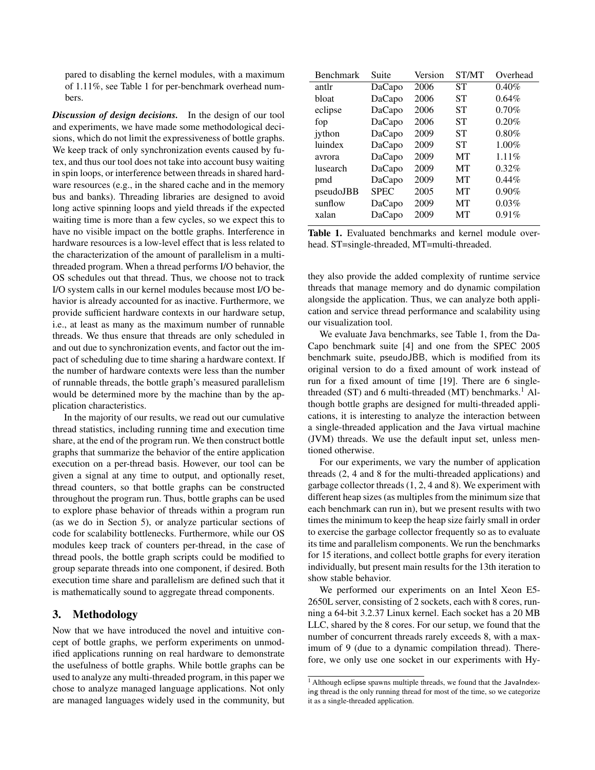pared to disabling the kernel modules, with a maximum of 1.11%, see Table 1 for per-benchmark overhead numbers.

***Discussion of design decisions.*** In the design of our tool and experiments, we have made some methodological decisions, which do not limit the expressiveness of bottle graphs. We keep track of only synchronization events caused by futex, and thus our tool does not take into account busy waiting in spin loops, or interference between threads in shared hardware resources (e.g., in the shared cache and in the memory bus and banks). Threading libraries are designed to avoid long active spinning loops and yield threads if the expected waiting time is more than a few cycles, so we expect this to have no visible impact on the bottle graphs. Interference in hardware resources is a low-level effect that is less related to the characterization of the amount of parallelism in a multi-threaded program. When a thread performs I/O behavior, the OS schedules out that thread. Thus, we choose not to track I/O system calls in our kernel modules because most I/O behavior is already accounted for as inactive. Furthermore, we provide sufficient hardware contexts in our hardware setup, i.e., at least as many as the maximum number of runnable threads. We thus ensure that threads are only scheduled in and out due to synchronization events, and factor out the impact of scheduling due to time sharing a hardware context. If the number of hardware contexts were less than the number of runnable threads, the bottle graph's measured parallelism would be determined more by the machine than by the application characteristics.

In the majority of our results, we read out our cumulative thread statistics, including running time and execution time share, at the end of the program run. We then construct bottle graphs that summarize the behavior of the entire application execution on a per-thread basis. However, our tool can be given a signal at any time to output, and optionally reset, thread counters, so that bottle graphs can be constructed throughout the program run. Thus, bottle graphs can be used to explore phase behavior of threads within a program run (as we do in Section 5), or analyze particular sections of code for scalability bottlenecks. Furthermore, while our OS modules keep track of counters per-thread, in the case of thread pools, the bottle graph scripts could be modified to group separate threads into one component, if desired. Both execution time share and parallelism are defined such that it is mathematically sound to aggregate thread components.

## 3. Methodology

Now that we have introduced the novel and intuitive concept of bottle graphs, we perform experiments on unmodified applications running on real hardware to demonstrate the usefulness of bottle graphs. While bottle graphs can be used to analyze any multi-threaded program, in this paper we chose to analyze managed language applications. Not only are managed languages widely used in the community, but they also provide the added complexity of runtime service threads that manage memory and do dynamic compilation alongside the application. Thus, we can analyze both application and service thread performance and scalability using our visualization tool.

| Benchmark | Suite | Version | ST/MT | Overhead |
|---|---|---|---|---|
| antlr | DaCapo | 2006 | ST | 0.40% |
| bloat | DaCapo | 2006 | ST | 0.64% |
| eclipse | DaCapo | 2006 | ST | 0.70% |
| fop | DaCapo | 2006 | ST | 0.20% |
| jython | DaCapo | 2009 | ST | 0.80% |
| luindex | DaCapo | 2009 | ST | 1.00% |
| avrora | DaCapo | 2009 | MT | 1.11% |
| lusearch | DaCapo | 2009 | MT | 0.32% |
| pmd | DaCapo | 2009 | MT | 0.44% |
| pseudoJBB | SPEC | 2005 | MT | 0.90% |
| sunflow | DaCapo | 2009 | MT | 0.03% |
| xalan | DaCapo | 2009 | MT | 0.91% |

**Table 1.** Evaluated benchmarks and kernel module overhead. ST=single-threaded, MT=multi-threaded.

We evaluate Java benchmarks, see Table 1, from the DaCapo benchmark suite [4] and one from the SPEC 2005 benchmark suite, pseudoJBB, which is modified from its original version to do a fixed amount of work instead of run for a fixed amount of time [19]. There are 6 single-threaded (ST) and 6 multi-threaded (MT) benchmarks.[1] Although bottle graphs are designed for multi-threaded applications, it is interesting to analyze the interaction between a single-threaded application and the Java virtual machine (JVM) threads. We use the default input set, unless mentioned otherwise.

For our experiments, we vary the number of application threads (2, 4 and 8 for the multi-threaded applications) and garbage collector threads (1, 2, 4 and 8). We experiment with different heap sizes (as multiples from the minimum size that each benchmark can run in), but we present results with two times the minimum to keep the heap size fairly small in order to exercise the garbage collector frequently so as to evaluate its time and parallelism components. We run the benchmarks for 15 iterations, and collect bottle graphs for every iteration individually, but present main results for the 13th iteration to show stable behavior.

We performed our experiments on an Intel Xeon E5-2650L server, consisting of 2 sockets, each with 8 cores, running a 64-bit 3.2.37 Linux kernel. Each socket has a 20 MB LLC, shared by the 8 cores. For our setup, we found that the number of concurrent threads rarely exceeds 8, with a maximum of 9 (due to a dynamic compilation thread). Therefore, we only use one socket in our experiments with Hy-

[1] Although eclipse spawns multiple threads, we found that the JavaIndexing thread is the only running thread for most of the time, so we categorize it as a single-threaded application.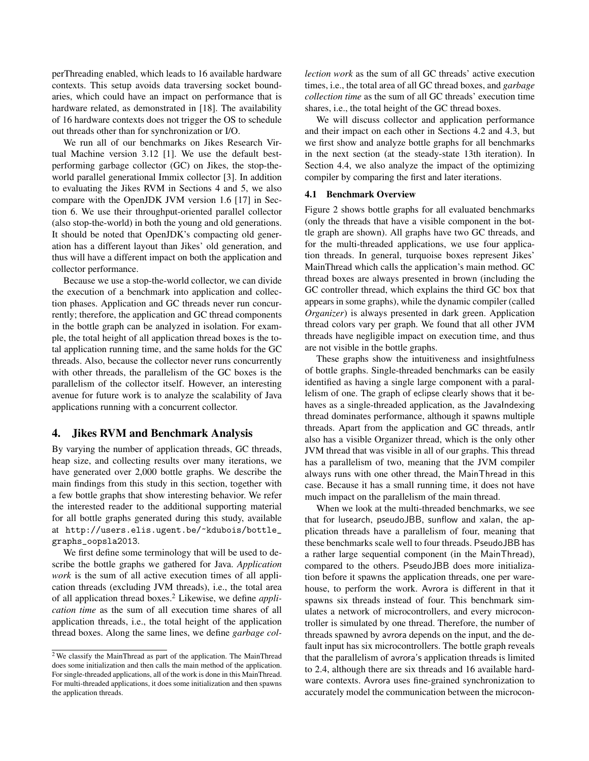perThreading enabled, which leads to 16 available hardware contexts. This setup avoids data traversing socket boundaries, which could have an impact on performance that is hardware related, as demonstrated in [18]. The availability of 16 hardware contexts does not trigger the OS to schedule out threads other than for synchronization or I/O.

We run all of our benchmarks on Jikes Research Virtual Machine version 3.12 [1]. We use the default best-performing garbage collector (GC) on Jikes, the stop-the-world parallel generational Immix collector [3]. In addition to evaluating the Jikes RVM in Sections 4 and 5, we also compare with the OpenJDK JVM version 1.6 [17] in Section 6. We use their throughput-oriented parallel collector (also stop-the-world) in both the young and old generations. It should be noted that OpenJDK's compacting old generation has a different layout than Jikes' old generation, and thus will have a different impact on both the application and collector performance.

Because we use a stop-the-world collector, we can divide the execution of a benchmark into application and collection phases. Application and GC threads never run concurrently; therefore, the application and GC thread components in the bottle graph can be analyzed in isolation. For example, the total height of all application thread boxes is the total application running time, and the same holds for the GC threads. Also, because the collector never runs concurrently with other threads, the parallelism of the GC boxes is the parallelism of the collector itself. However, an interesting avenue for future work is to analyze the scalability of Java applications running with a concurrent collector.

## 4. Jikes RVM and Benchmark Analysis

By varying the number of application threads, GC threads, heap size, and collecting results over many iterations, we have generated over 2,000 bottle graphs. We describe the main findings from this study in this section, together with a few bottle graphs that show interesting behavior. We refer the interested reader to the additional supporting material for all bottle graphs generated during this study, available at `http://users.elis.ugent.be/~kdubois/bottle_graphs_oopsla2013`.

We first define some terminology that will be used to describe the bottle graphs we gathered for Java. *Application work* is the sum of all active execution times of all application threads (excluding JVM threads), i.e., the total area of all application thread boxes.[2] Likewise, we define *application time* as the sum of all execution time shares of all application threads, i.e., the total height of the application thread boxes. Along the same lines, we define *garbage collection work* as the sum of all GC threads' active execution times, i.e., the total area of all GC thread boxes, and *garbage collection time* as the sum of all GC threads' execution time shares, i.e., the total height of the GC thread boxes.

We will discuss collector and application performance and their impact on each other in Sections 4.2 and 4.3, but we first show and analyze bottle graphs for all benchmarks in the next section (at the steady-state 13th iteration). In Section 4.4, we also analyze the impact of the optimizing compiler by comparing the first and later iterations.

### 4.1 Benchmark Overview

Figure 2 shows bottle graphs for all evaluated benchmarks (only the threads that have a visible component in the bottle graph are shown). All graphs have two GC threads, and for the multi-threaded applications, we use four application threads. In general, turquoise boxes represent Jikes' MainThread which calls the application's main method. GC thread boxes are always presented in brown (including the GC controller thread, which explains the third GC box that appears in some graphs), while the dynamic compiler (called *Organizer*) is always presented in dark green. Application thread colors vary per graph. We found that all other JVM threads have negligible impact on execution time, and thus are not visible in the bottle graphs.

These graphs show the intuitiveness and insightfulness of bottle graphs. Single-threaded benchmarks can be easily identified as having a single large component with a parallelism of one. The graph of eclipse clearly shows that it behaves as a single-threaded application, as the JavaIndexing thread dominates performance, although it spawns multiple threads. Apart from the application and GC threads, antlr also has a visible Organizer thread, which is the only other JVM thread that was visible in all of our graphs. This thread has a parallelism of two, meaning that the JVM compiler always runs with one other thread, the MainThread in this case. Because it has a small running time, it does not have much impact on the parallelism of the main thread.

When we look at the multi-threaded benchmarks, we see that for lusearch, pseudoJBB, sunflow and xalan, the application threads have a parallelism of four, meaning that these benchmarks scale well to four threads. PseudoJBB has a rather large sequential component (in the MainThread), compared to the others. PseudoJBB does more initialization before it spawns the application threads, one per warehouse, to perform the work. Avrora is different in that it spawns six threads instead of four. This benchmark simulates a network of microcontrollers, and every microcontroller is simulated by one thread. Therefore, the number of threads spawned by avrora depends on the input, and the default input has six microcontrollers. The bottle graph reveals that the parallelism of avrora's application threads is limited to 2.4, although there are six threads and 16 available hardware contexts. Avrora uses fine-grained synchronization to accurately model the communication between the microcon-

[2] We classify the MainThread as part of the application. The MainThread does some initialization and then calls the main method of the application. For single-threaded applications, all of the work is done in this MainThread. For multi-threaded applications, it does some initialization and then spawns the application threads.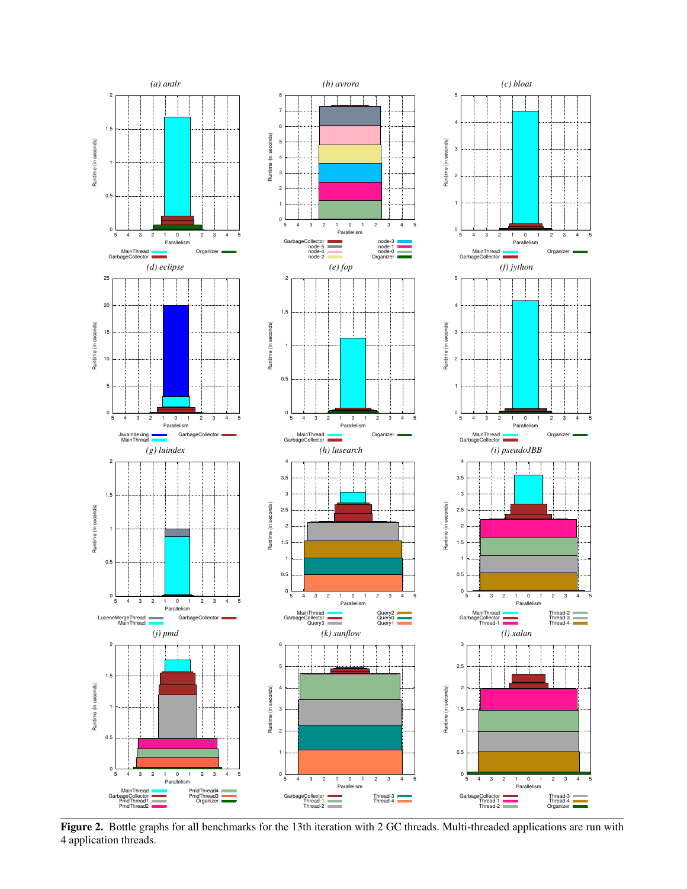**Figure 2.** Bottle graphs for all benchmarks for the 13th iteration with 2 GC threads. Multi-threaded applications are run with 4 application threads.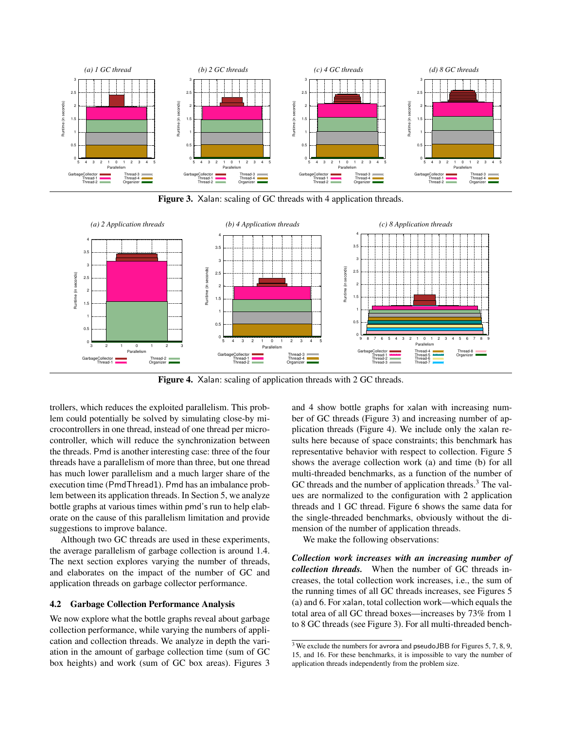**Figure 3.** Xalan: scaling of GC threads with 4 application threads.

**Figure 4.** Xalan: scaling of application threads with 2 GC threads.

trollers, which reduces the exploited parallelism. This problem could potentially be solved by simulating close-by microcontrollers in one thread, instead of one thread per microcontroller, which will reduce the synchronization between the threads. Pmd is another interesting case: three of the four threads have a parallelism of more than three, but one thread has much lower parallelism and a much larger share of the execution time (PmdThread1). Pmd has an imbalance problem between its application threads. In Section 5, we analyze bottle graphs at various times within pmd's run to help elaborate on the cause of this parallelism limitation and provide suggestions to improve balance.

Although two GC threads are used in these experiments, the average parallelism of garbage collection is around 1.4. The next section explores varying the number of threads, and elaborates on the impact of the number of GC and application threads on garbage collector performance.

## 4.2 Garbage Collection Performance Analysis

We now explore what the bottle graphs reveal about garbage collection performance, while varying the numbers of application and collection threads. We analyze in depth the variation in the amount of garbage collection time (sum of GC box heights) and work (sum of GC box areas). Figures 3 and 4 show bottle graphs for xalan with increasing number of GC threads (Figure 3) and increasing number of application threads (Figure 4). We include only the xalan results here because of space constraints; this benchmark has representative behavior with respect to collection. Figure 5 shows the average collection work (a) and time (b) for all multi-threaded benchmarks, as a function of the number of GC threads and the number of application threads.[3] The values are normalized to the configuration with 2 application threads and 1 GC thread. Figure 6 shows the same data for the single-threaded benchmarks, obviously without the dimension of the number of application threads.

We make the following observations:

***Collection work increases with an increasing number of collection threads.*** When the number of GC threads increases, the total collection work increases, i.e., the sum of the running times of all GC threads increases, see Figures 5 (a) and 6. For xalan, total collection work—which equals the total area of all GC thread boxes—increases by 73% from 1 to 8 GC threads (see Figure 3). For all multi-threaded bench-

[3] We exclude the numbers for avrora and pseudoJBB for Figures 5, 7, 8, 9, 15, and 16. For these benchmarks, it is impossible to vary the number of application threads independently from the problem size.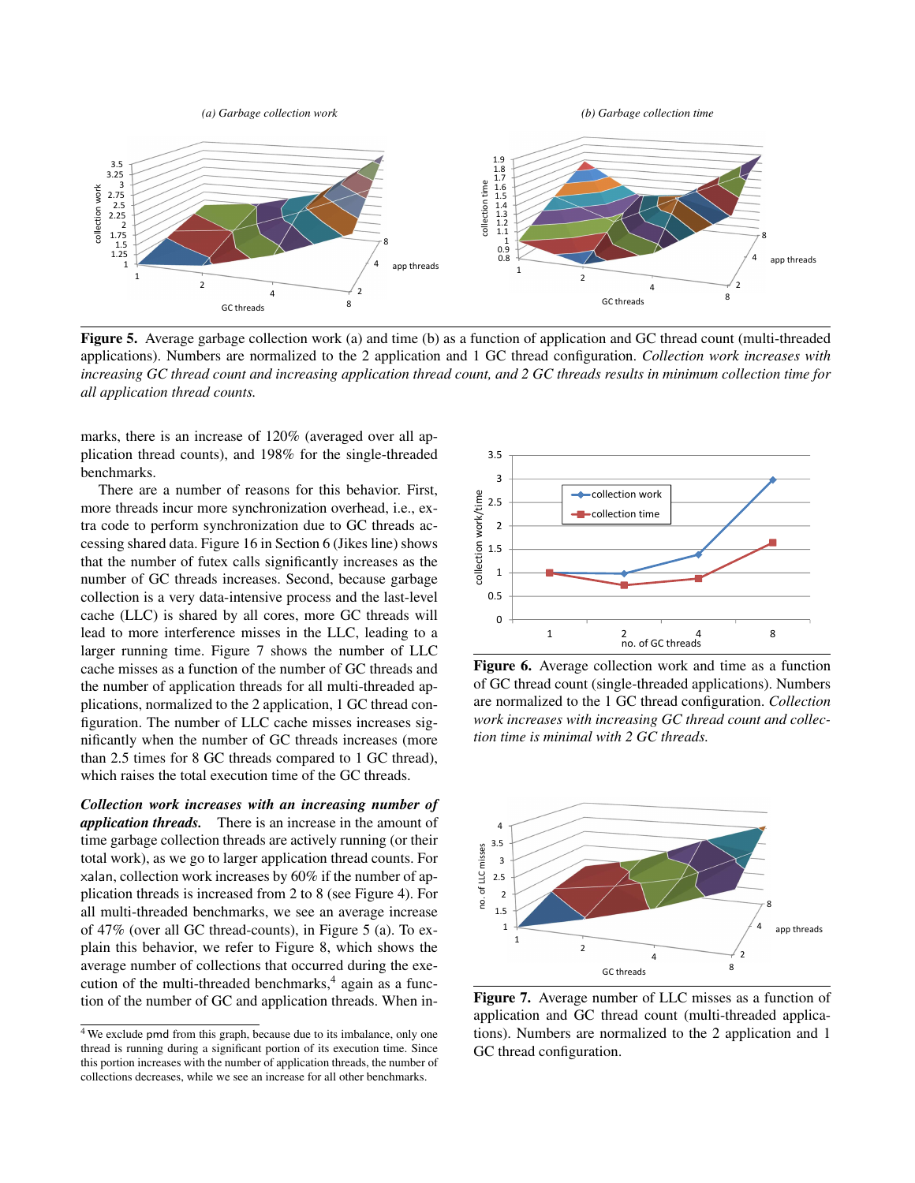**Figure 5.** Average garbage collection work (a) and time (b) as a function of application and GC thread count (multi-threaded applications). Numbers are normalized to the 2 application and 1 GC thread configuration. *Collection work increases with increasing GC thread count and increasing application thread count, and 2 GC threads results in minimum collection time for all application thread counts.*

marks, there is an increase of 120% (averaged over all application thread counts), and 198% for the single-threaded benchmarks.

There are a number of reasons for this behavior. First, more threads incur more synchronization overhead, i.e., extra code to perform synchronization due to GC threads accessing shared data. Figure 16 in Section 6 (Jikes line) shows that the number of futex calls significantly increases as the number of GC threads increases. Second, because garbage collection is a very data-intensive process and the last-level cache (LLC) is shared by all cores, more GC threads will lead to more interference misses in the LLC, leading to a larger running time. Figure 7 shows the number of LLC cache misses as a function of the number of GC threads and the number of application threads for all multi-threaded applications, normalized to the 2 application, 1 GC thread configuration. The number of LLC cache misses increases significantly when the number of GC threads increases (more than 2.5 times for 8 GC threads compared to 1 GC thread), which raises the total execution time of the GC threads.

***Collection work increases with an increasing number of application threads.*** There is an increase in the amount of time garbage collection threads are actively running (or their total work), as we go to larger application thread counts. For xalan, collection work increases by 60% if the number of application threads is increased from 2 to 8 (see Figure 4). For all multi-threaded benchmarks, we see an average increase of 47% (over all GC thread-counts), in Figure 5 (a). To explain this behavior, we refer to Figure 8, which shows the average number of collections that occurred during the execution of the multi-threaded benchmarks,[4] again as a function of the number of GC and application threads. When in-

[4] We exclude pmd from this graph, because due to its imbalance, only one thread is running during a significant portion of its execution time. Since this portion increases with the number of application threads, the number of collections decreases, while we see an increase for all other benchmarks.

**Figure 6.** Average collection work and time as a function of GC thread count (single-threaded applications). Numbers are normalized to the 1 GC thread configuration. *Collection work increases with increasing GC thread count and collection time is minimal with 2 GC threads.*

**Figure 7.** Average number of LLC misses as a function of application and GC thread count (multi-threaded applications). Numbers are normalized to the 2 application and 1 GC thread configuration.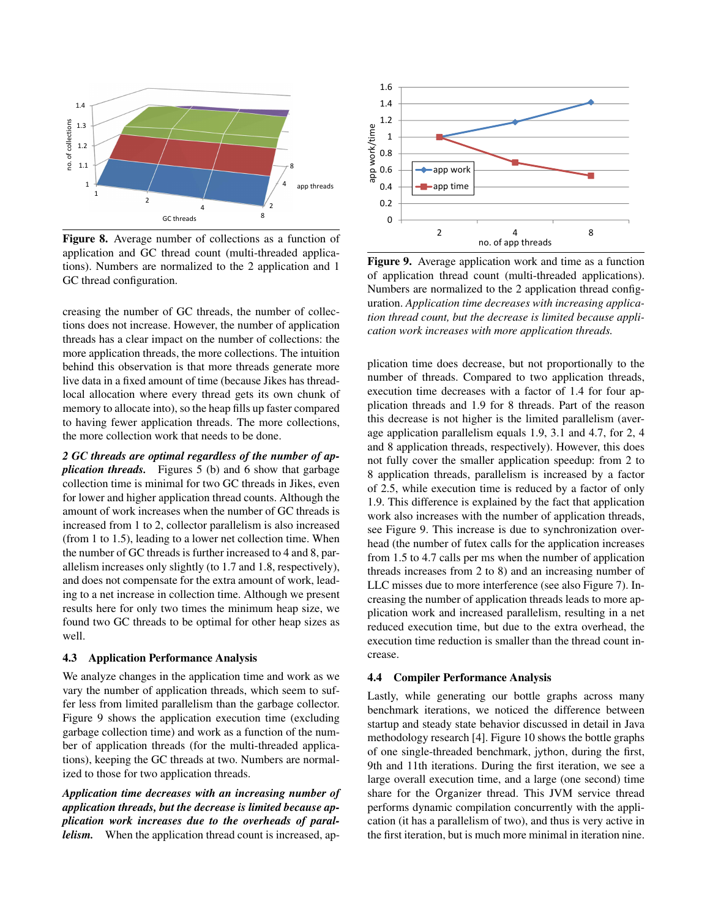**Figure 8.** Average number of collections as a function of application and GC thread count (multi-threaded applications). Numbers are normalized to the 2 application and 1 GC thread configuration.

creasing the number of GC threads, the number of collections does not increase. However, the number of application threads has a clear impact on the number of collections: the more application threads, the more collections. The intuition behind this observation is that more threads generate more live data in a fixed amount of time (because Jikes has thread-local allocation where every thread gets its own chunk of memory to allocate into), so the heap fills up faster compared to having fewer application threads. The more collections, the more collection work that needs to be done.

***2 GC threads are optimal regardless of the number of application threads.*** Figures 5 (b) and 6 show that garbage collection time is minimal for two GC threads in Jikes, even for lower and higher application thread counts. Although the amount of work increases when the number of GC threads is increased from 1 to 2, collector parallelism is also increased (from 1 to 1.5), leading to a lower net collection time. When the number of GC threads is further increased to 4 and 8, parallelism increases only slightly (to 1.7 and 1.8, respectively), and does not compensate for the extra amount of work, leading to a net increase in collection time. Although we present results here for only two times the minimum heap size, we found two GC threads to be optimal for other heap sizes as well.

### 4.3 Application Performance Analysis

We analyze changes in the application time and work as we vary the number of application threads, which seem to suffer less from limited parallelism than the garbage collector. Figure 9 shows the application execution time (excluding garbage collection time) and work as a function of the number of application threads (for the multi-threaded applications), keeping the GC threads at two. Numbers are normalized to those for two application threads.

***Application time decreases with an increasing number of application threads, but the decrease is limited because application work increases due to the overheads of parallelism.*** When the application thread count is increased, application time does decrease, but not proportionally to the number of threads. Compared to two application threads, execution time decreases with a factor of 1.4 for four application threads and 1.9 for 8 threads. Part of the reason this decrease is not higher is the limited parallelism (average application parallelism equals 1.9, 3.1 and 4.7, for 2, 4 and 8 application threads, respectively). However, this does not fully cover the smaller application speedup: from 2 to 8 application threads, parallelism is increased by a factor of 2.5, while execution time is reduced by a factor of only 1.9. This difference is explained by the fact that application work also increases with the number of application threads, see Figure 9. This increase is due to synchronization overhead (the number of futex calls for the application increases from 1.5 to 4.7 calls per ms when the number of application threads increases from 2 to 8) and an increasing number of LLC misses due to more interference (see also Figure 7). Increasing the number of application threads leads to more application work and increased parallelism, resulting in a net reduced execution time, but due to the extra overhead, the execution time reduction is smaller than the thread count increase.

**Figure 9.** Average application work and time as a function of application thread count (multi-threaded applications). Numbers are normalized to the 2 application thread configuration. *Application time decreases with increasing application thread count, but the decrease is limited because application work increases with more application threads.*

### 4.4 Compiler Performance Analysis

Lastly, while generating our bottle graphs across many benchmark iterations, we noticed the difference between startup and steady state behavior discussed in detail in Java methodology research [4]. Figure 10 shows the bottle graphs of one single-threaded benchmark, jython, during the first, 9th and 11th iterations. During the first iteration, we see a large overall execution time, and a large (one second) time share for the Organizer thread. This JVM service thread performs dynamic compilation concurrently with the application (it has a parallelism of two), and thus is very active in the first iteration, but is much more minimal in iteration nine.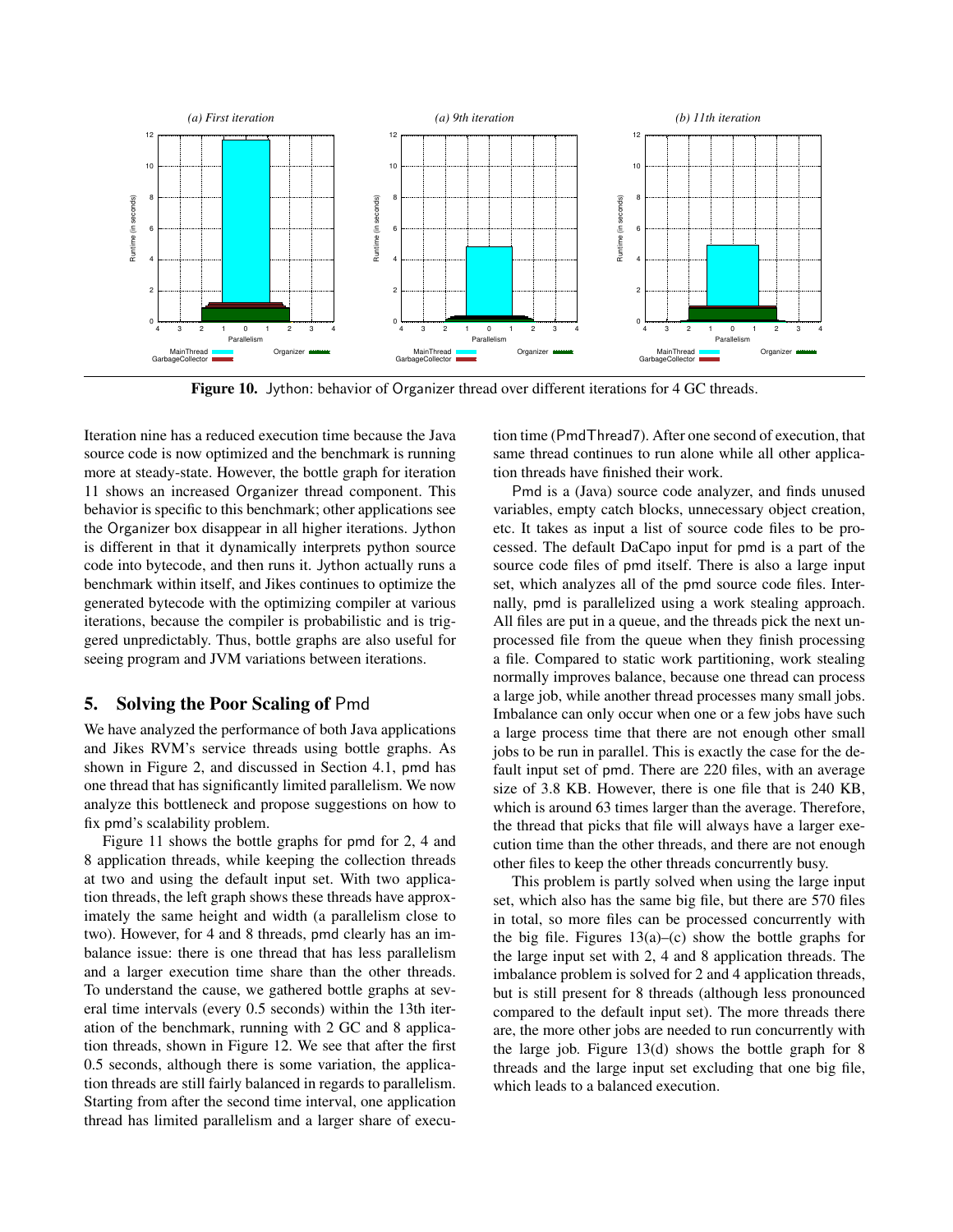Figure 10. Jython: behavior of Organizer thread over different iterations for 4 GC threads.

Iteration nine has a reduced execution time because the Java source code is now optimized and the benchmark is running more at steady-state. However, the bottle graph for iteration 11 shows an increased Organizer thread component. This behavior is specific to this benchmark; other applications see the Organizer box disappear in all higher iterations. Jython is different in that it dynamically interprets python source code into bytecode, and then runs it. Jython actually runs a benchmark within itself, and Jikes continues to optimize the generated bytecode with the optimizing compiler at various iterations, because the compiler is probabilistic and is triggered unpredictably. Thus, bottle graphs are also useful for seeing program and JVM variations between iterations.

## 5. Solving the Poor Scaling of Pmd

We have analyzed the performance of both Java applications and Jikes RVM's service threads using bottle graphs. As shown in Figure 2, and discussed in Section 4.1, pmd has one thread that has significantly limited parallelism. We now analyze this bottleneck and propose suggestions on how to fix pmd's scalability problem.

Figure 11 shows the bottle graphs for pmd for 2, 4 and 8 application threads, while keeping the collection threads at two and using the default input set. With two application threads, the left graph shows these threads have approximately the same height and width (a parallelism close to two). However, for 4 and 8 threads, pmd clearly has an imbalance issue: there is one thread that has less parallelism and a larger execution time share than the other threads. To understand the cause, we gathered bottle graphs at several time intervals (every 0.5 seconds) within the 13th iteration of the benchmark, running with 2 GC and 8 application threads, shown in Figure 12. We see that after the first 0.5 seconds, although there is some variation, the application threads are still fairly balanced in regards to parallelism. Starting from after the second time interval, one application thread has limited parallelism and a larger share of execution time (PmdThread7). After one second of execution, that same thread continues to run alone while all other application threads have finished their work.

Pmd is a (Java) source code analyzer, and finds unused variables, empty catch blocks, unnecessary object creation, etc. It takes as input a list of source code files to be processed. The default DaCapo input for pmd is a part of the source code files of pmd itself. There is also a large input set, which analyzes all of the pmd source code files. Internally, pmd is parallelized using a work stealing approach. All files are put in a queue, and the threads pick the next unprocessed file from the queue when they finish processing a file. Compared to static work partitioning, work stealing normally improves balance, because one thread can process a large job, while another thread processes many small jobs. Imbalance can only occur when one or a few jobs have such a large process time that there are not enough other small jobs to be run in parallel. This is exactly the case for the default input set of pmd. There are 220 files, with an average size of 3.8 KB. However, there is one file that is 240 KB, which is around 63 times larger than the average. Therefore, the thread that picks that file will always have a larger execution time than the other threads, and there are not enough other files to keep the other threads concurrently busy.

This problem is partly solved when using the large input set, which also has the same big file, but there are 570 files in total, so more files can be processed concurrently with the big file. Figures 13(a)–(c) show the bottle graphs for the large input set with 2, 4 and 8 application threads. The imbalance problem is solved for 2 and 4 application threads, but is still present for 8 threads (although less pronounced compared to the default input set). The more threads there are, the more other jobs are needed to run concurrently with the large job. Figure 13(d) shows the bottle graph for 8 threads and the large input set excluding that one big file, which leads to a balanced execution.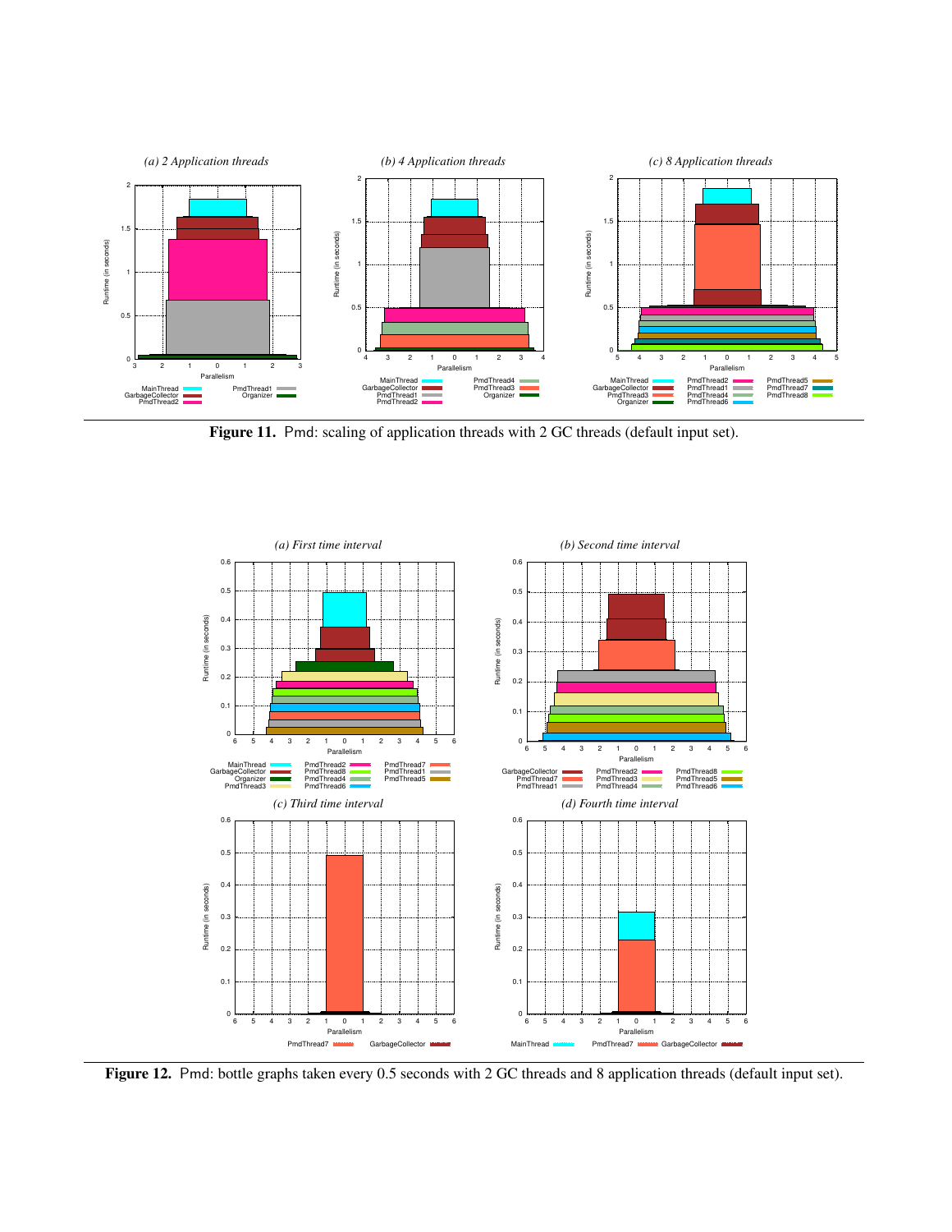**Figure 11.** Pmd: scaling of application threads with 2 GC threads (default input set).

**Figure 12.** Pmd: bottle graphs taken every 0.5 seconds with 2 GC threads and 8 application threads (default input set).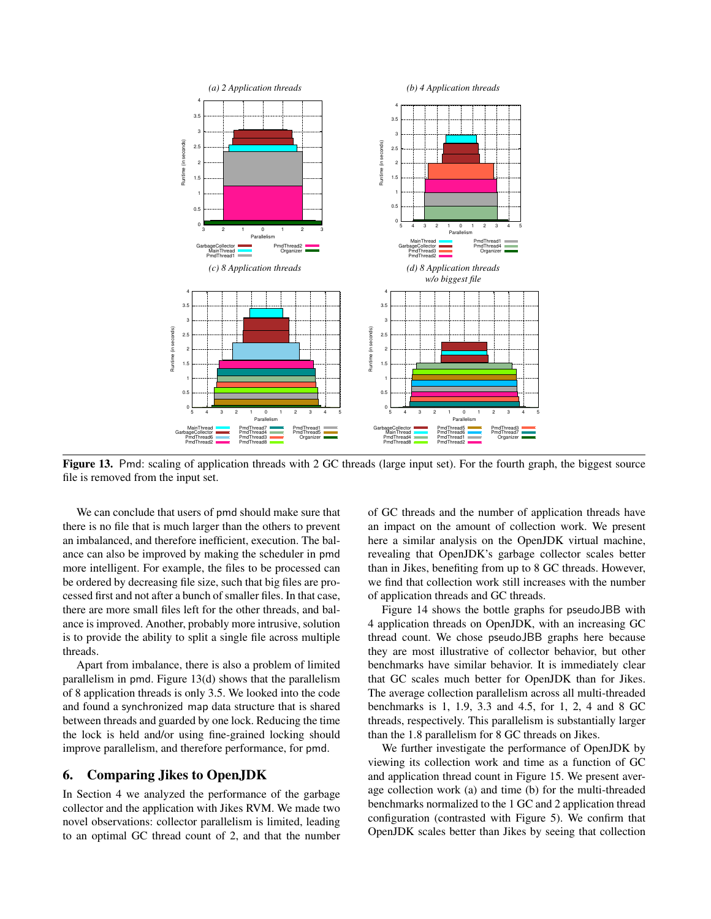**Figure 13.** Pmd: scaling of application threads with 2 GC threads (large input set). For the fourth graph, the biggest source file is removed from the input set.

We can conclude that users of pmd should make sure that there is no file that is much larger than the others to prevent an imbalanced, and therefore inefficient, execution. The balance can also be improved by making the scheduler in pmd more intelligent. For example, the files to be processed can be ordered by decreasing file size, such that big files are processed first and not after a bunch of smaller files. In that case, there are more small files left for the other threads, and balance is improved. Another, probably more intrusive, solution is to provide the ability to split a single file across multiple threads.

Apart from imbalance, there is also a problem of limited parallelism in pmd. Figure 13(d) shows that the parallelism of 8 application threads is only 3.5. We looked into the code and found a synchronized map data structure that is shared between threads and guarded by one lock. Reducing the time the lock is held and/or using fine-grained locking should improve parallelism, and therefore performance, for pmd.

## 6. Comparing Jikes to OpenJDK

In Section 4 we analyzed the performance of the garbage collector and the application with Jikes RVM. We made two novel observations: collector parallelism is limited, leading to an optimal GC thread count of 2, and that the number of GC threads and the number of application threads have an impact on the amount of collection work. We present here a similar analysis on the OpenJDK virtual machine, revealing that OpenJDK's garbage collector scales better than in Jikes, benefiting from up to 8 GC threads. However, we find that collection work still increases with the number of application threads and GC threads.

Figure 14 shows the bottle graphs for pseudoJBB with 4 application threads on OpenJDK, with an increasing GC thread count. We chose pseudoJBB graphs here because they are most illustrative of collector behavior, but other benchmarks have similar behavior. It is immediately clear that GC scales much better for OpenJDK than for Jikes. The average collection parallelism across all multi-threaded benchmarks is 1, 1.9, 3.3 and 4.5, for 1, 2, 4 and 8 GC threads, respectively. This parallelism is substantially larger than the 1.8 parallelism for 8 GC threads on Jikes.

We further investigate the performance of OpenJDK by viewing its collection work and time as a function of GC and application thread count in Figure 15. We present average collection work (a) and time (b) for the multi-threaded benchmarks normalized to the 1 GC and 2 application thread configuration (contrasted with Figure 5). We confirm that OpenJDK scales better than Jikes by seeing that collection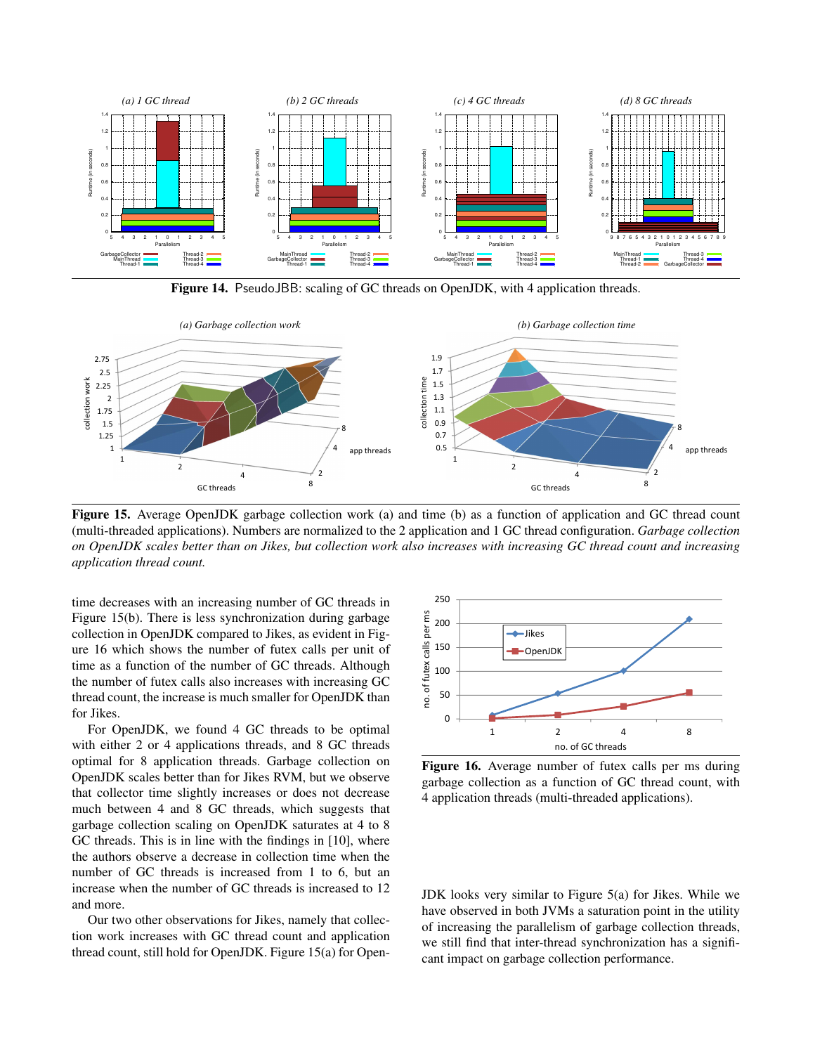**Figure 14.** PseudoJBB: scaling of GC threads on OpenJDK, with 4 application threads.

**Figure 15.** Average OpenJDK garbage collection work (a) and time (b) as a function of application and GC thread count (multi-threaded applications). Numbers are normalized to the 2 application and 1 GC thread configuration. *Garbage collection on OpenJDK scales better than on Jikes, but collection work also increases with increasing GC thread count and increasing application thread count.*

time decreases with an increasing number of GC threads in Figure 15(b). There is less synchronization during garbage collection in OpenJDK compared to Jikes, as evident in Figure 16 which shows the number of futex calls per unit of time as a function of the number of GC threads. Although the number of futex calls also increases with increasing GC thread count, the increase is much smaller for OpenJDK than for Jikes.

For OpenJDK, we found 4 GC threads to be optimal with either 2 or 4 applications threads, and 8 GC threads optimal for 8 application threads. Garbage collection on OpenJDK scales better than for Jikes RVM, but we observe that collector time slightly increases or does not decrease much between 4 and 8 GC threads, which suggests that garbage collection scaling on OpenJDK saturates at 4 to 8 GC threads. This is in line with the findings in [10], where the authors observe a decrease in collection time when the number of GC threads is increased from 1 to 6, but an increase when the number of GC threads is increased to 12 and more.

Our two other observations for Jikes, namely that collection work increases with GC thread count and application thread count, still hold for OpenJDK. Figure 15(a) for OpenJDK looks very similar to Figure 5(a) for Jikes. While we have observed in both JVMs a saturation point in the utility of increasing the parallelism of garbage collection threads, we still find that inter-thread synchronization has a significant impact on garbage collection performance.

**Figure 16.** Average number of futex calls per ms during garbage collection as a function of GC thread count, with 4 application threads (multi-threaded applications).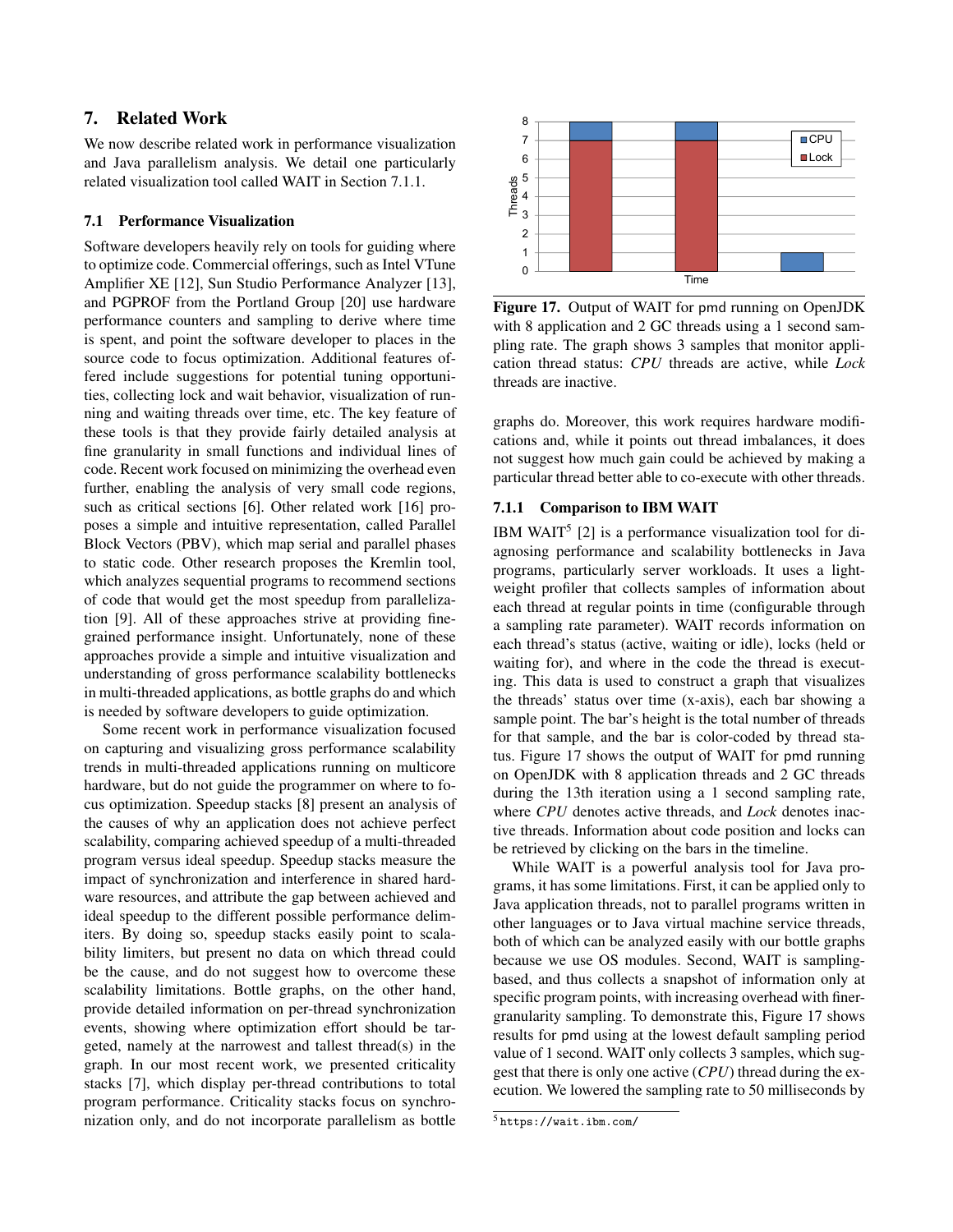## 7. Related Work

We now describe related work in performance visualization and Java parallelism analysis. We detail one particularly related visualization tool called WAIT in Section 7.1.1.

### 7.1 Performance Visualization

Software developers heavily rely on tools for guiding where to optimize code. Commercial offerings, such as Intel VTune Amplifier XE [12], Sun Studio Performance Analyzer [13], and PGPROF from the Portland Group [20] use hardware performance counters and sampling to derive where time is spent, and point the software developer to places in the source code to focus optimization. Additional features offered include suggestions for potential tuning opportunities, collecting lock and wait behavior, visualization of running and waiting threads over time, etc. The key feature of these tools is that they provide fairly detailed analysis at fine granularity in small functions and individual lines of code. Recent work focused on minimizing the overhead even further, enabling the analysis of very small code regions, such as critical sections [6]. Other related work [16] proposes a simple and intuitive representation, called Parallel Block Vectors (PBV), which map serial and parallel phases to static code. Other research proposes the Kremlin tool, which analyzes sequential programs to recommend sections of code that would get the most speedup from parallelization [9]. All of these approaches strive at providing fine-grained performance insight. Unfortunately, none of these approaches provide a simple and intuitive visualization and understanding of gross performance scalability bottlenecks in multi-threaded applications, as bottle graphs do and which is needed by software developers to guide optimization.

Some recent work in performance visualization focused on capturing and visualizing gross performance scalability trends in multi-threaded applications running on multicore hardware, but do not guide the programmer on where to focus optimization. Speedup stacks [8] present an analysis of the causes of why an application does not achieve perfect scalability, comparing achieved speedup of a multi-threaded program versus ideal speedup. Speedup stacks measure the impact of synchronization and interference in shared hardware resources, and attribute the gap between achieved and ideal speedup to the different possible performance delimiters. By doing so, speedup stacks easily point to scalability limiters, but present no data on which thread could be the cause, and do not suggest how to overcome these scalability limitations. Bottle graphs, on the other hand, provide detailed information on per-thread synchronization events, showing where optimization effort should be targeted, namely at the narrowest and tallest thread(s) in the graph. In our most recent work, we presented criticality stacks [7], which display per-thread contributions to total program performance. Criticality stacks focus on synchronization only, and do not incorporate parallelism as bottle graphs do. Moreover, this work requires hardware modifications and, while it points out thread imbalances, it does not suggest how much gain could be achieved by making a particular thread better able to co-execute with other threads.

Threads
8
7
6
5
4
3
2
1
0
Time
CPU
Lock

**Figure 17.** Output of WAIT for pmd running on OpenJDK with 8 application and 2 GC threads using a 1 second sampling rate. The graph shows 3 samples that monitor application thread status: *CPU* threads are active, while *Lock* threads are inactive.

#### 7.1.1 Comparison to IBM WAIT

IBM WAIT[5] [2] is a performance visualization tool for diagnosing performance and scalability bottlenecks in Java programs, particularly server workloads. It uses a lightweight profiler that collects samples of information about each thread at regular points in time (configurable through a sampling rate parameter). WAIT records information on each thread's status (active, waiting or idle), locks (held or waiting for), and where in the code the thread is executing. This data is used to construct a graph that visualizes the threads' status over time (x-axis), each bar showing a sample point. The bar's height is the total number of threads for that sample, and the bar is color-coded by thread status. Figure 17 shows the output of WAIT for pmd running on OpenJDK with 8 application threads and 2 GC threads during the 13th iteration using a 1 second sampling rate, where *CPU* denotes active threads, and *Lock* denotes inactive threads. Information about code position and locks can be retrieved by clicking on the bars in the timeline.

While WAIT is a powerful analysis tool for Java programs, it has some limitations. First, it can be applied only to Java application threads, not to parallel programs written in other languages or to Java virtual machine service threads, both of which can be analyzed easily with our bottle graphs because we use OS modules. Second, WAIT is sampling-based, and thus collects a snapshot of information only at specific program points, with increasing overhead with finer-granularity sampling. To demonstrate this, Figure 17 shows results for pmd using at the lowest default sampling period value of 1 second. WAIT only collects 3 samples, which suggest that there is only one active (*CPU*) thread during the execution. We lowered the sampling rate to 50 milliseconds by

[5] `https://wait.ibm.com/`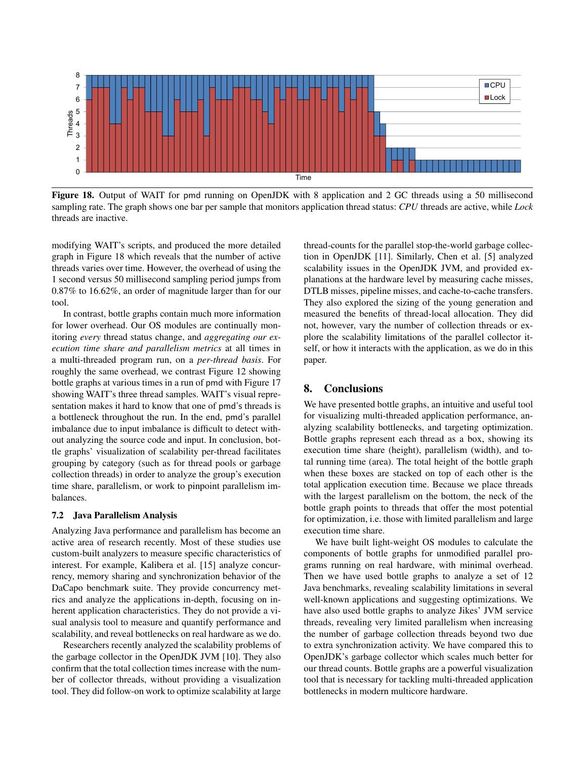8
7
6
5
4
3
2
1
0

Threads

Time

CPU
Lock

**Figure 18.** Output of WAIT for pmd running on OpenJDK with 8 application and 2 GC threads using a 50 millisecond sampling rate. The graph shows one bar per sample that monitors application thread status: *CPU* threads are active, while *Lock* threads are inactive.

modifying WAIT's scripts, and produced the more detailed graph in Figure 18 which reveals that the number of active threads varies over time. However, the overhead of using the 1 second versus 50 millisecond sampling period jumps from 0.87% to 16.62%, an order of magnitude larger than for our tool.

In contrast, bottle graphs contain much more information for lower overhead. Our OS modules are continually monitoring *every* thread status change, and *aggregating our execution time share and parallelism metrics* at all times in a multi-threaded program run, on a *per-thread basis*. For roughly the same overhead, we contrast Figure 12 showing bottle graphs at various times in a run of pmd with Figure 17 showing WAIT's three thread samples. WAIT's visual representation makes it hard to know that one of pmd's threads is a bottleneck throughout the run. In the end, pmd's parallel imbalance due to input imbalance is difficult to detect without analyzing the source code and input. In conclusion, bottle graphs' visualization of scalability per-thread facilitates grouping by category (such as for thread pools or garbage collection threads) in order to analyze the group's execution time share, parallelism, or work to pinpoint parallelism imbalances.

### 7.2 Java Parallelism Analysis

Analyzing Java performance and parallelism has become an active area of research recently. Most of these studies use custom-built analyzers to measure specific characteristics of interest. For example, Kalibera et al. [15] analyze concurrency, memory sharing and synchronization behavior of the DaCapo benchmark suite. They provide concurrency metrics and analyze the applications in-depth, focusing on inherent application characteristics. They do not provide a visual analysis tool to measure and quantify performance and scalability, and reveal bottlenecks on real hardware as we do.

Researchers recently analyzed the scalability problems of the garbage collector in the OpenJDK JVM [10]. They also confirm that the total collection times increase with the number of collector threads, without providing a visualization tool. They did follow-on work to optimize scalability at large thread-counts for the parallel stop-the-world garbage collection in OpenJDK [11]. Similarly, Chen et al. [5] analyzed scalability issues in the OpenJDK JVM, and provided explanations at the hardware level by measuring cache misses, DTLB misses, pipeline misses, and cache-to-cache transfers. They also explored the sizing of the young generation and measured the benefits of thread-local allocation. They did not, however, vary the number of collection threads or explore the scalability limitations of the parallel collector itself, or how it interacts with the application, as we do in this paper.

## 8. Conclusions

We have presented bottle graphs, an intuitive and useful tool for visualizing multi-threaded application performance, analyzing scalability bottlenecks, and targeting optimization. Bottle graphs represent each thread as a box, showing its execution time share (height), parallelism (width), and total running time (area). The total height of the bottle graph when these boxes are stacked on top of each other is the total application execution time. Because we place threads with the largest parallelism on the bottom, the neck of the bottle graph points to threads that offer the most potential for optimization, i.e. those with limited parallelism and large execution time share.

We have built light-weight OS modules to calculate the components of bottle graphs for unmodified parallel programs running on real hardware, with minimal overhead. Then we have used bottle graphs to analyze a set of 12 Java benchmarks, revealing scalability limitations in several well-known applications and suggesting optimizations. We have also used bottle graphs to analyze Jikes' JVM service threads, revealing very limited parallelism when increasing the number of garbage collection threads beyond two due to extra synchronization activity. We have compared this to OpenJDK's garbage collector which scales much better for our thread counts. Bottle graphs are a powerful visualization tool that is necessary for tackling multi-threaded application bottlenecks in modern multicore hardware.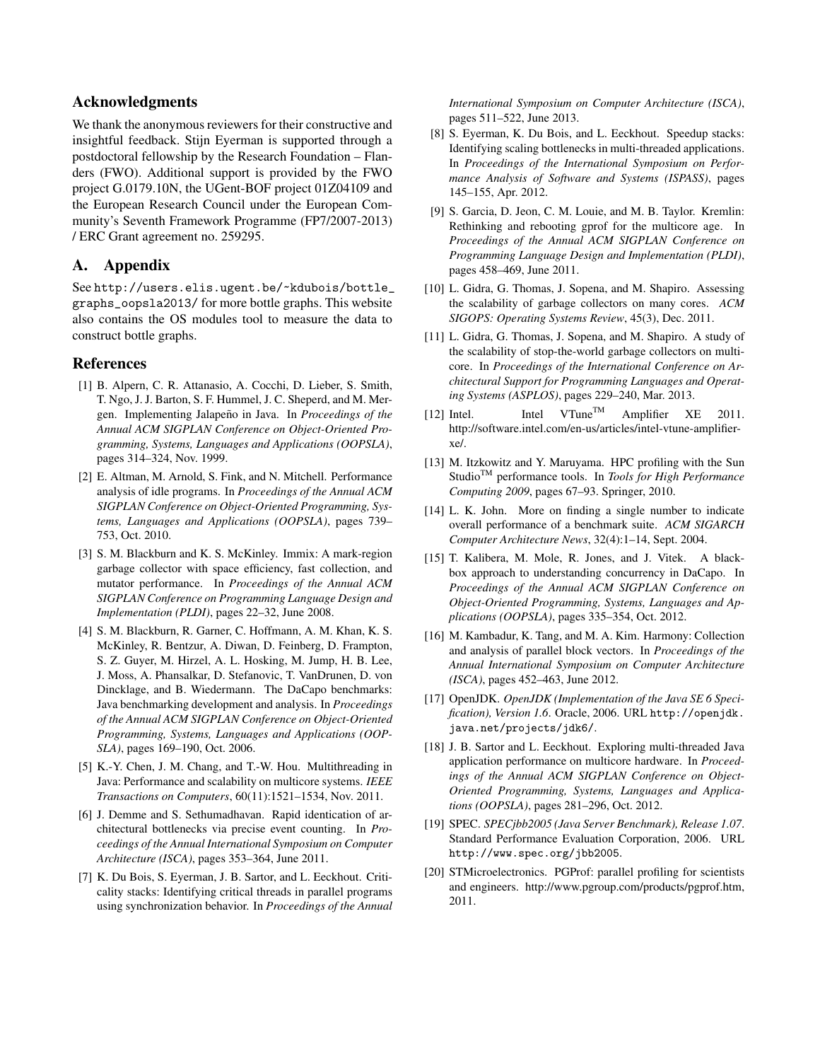## Acknowledgments

We thank the anonymous reviewers for their constructive and insightful feedback. Stijn Eyerman is supported through a postdoctoral fellowship by the Research Foundation – Flanders (FWO). Additional support is provided by the FWO project G.0179.10N, the UGent-BOF project 01Z04109 and the European Research Council under the European Community's Seventh Framework Programme (FP7/2007-2013) / ERC Grant agreement no. 259295.

## A. Appendix

See `http://users.elis.ugent.be/~kdubois/bottle_graphs_oopsla2013/` for more bottle graphs. This website also contains the OS modules tool to measure the data to construct bottle graphs.

## References

[1] B. Alpern, C. R. Attanasio, A. Cocchi, D. Lieber, S. Smith, T. Ngo, J. J. Barton, S. F. Hummel, J. C. Sheperd, and M. Mergen. Implementing Jalapeño in Java. In *Proceedings of the Annual ACM SIGPLAN Conference on Object-Oriented Programming, Systems, Languages and Applications (OOPSLA)*, pages 314–324, Nov. 1999.

[2] E. Altman, M. Arnold, S. Fink, and N. Mitchell. Performance analysis of idle programs. In *Proceedings of the Annual ACM SIGPLAN Conference on Object-Oriented Programming, Systems, Languages and Applications (OOPSLA)*, pages 739–753, Oct. 2010.

[3] S. M. Blackburn and K. S. McKinley. Immix: A mark-region garbage collector with space efficiency, fast collection, and mutator performance. In *Proceedings of the Annual ACM SIGPLAN Conference on Programming Language Design and Implementation (PLDI)*, pages 22–32, June 2008.

[4] S. M. Blackburn, R. Garner, C. Hoffmann, A. M. Khan, K. S. McKinley, R. Bentzur, A. Diwan, D. Feinberg, D. Frampton, S. Z. Guyer, M. Hirzel, A. L. Hosking, M. Jump, H. B. Lee, J. Moss, A. Phansalkar, D. Stefanovic, T. VanDrunen, D. von Dincklage, and B. Wiedermann. The DaCapo benchmarks: Java benchmarking development and analysis. In *Proceedings of the Annual ACM SIGPLAN Conference on Object-Oriented Programming, Systems, Languages and Applications (OOPSLA)*, pages 169–190, Oct. 2006.

[5] K.-Y. Chen, J. M. Chang, and T.-W. Hou. Multithreading in Java: Performance and scalability on multicore systems. *IEEE Transactions on Computers*, 60(11):1521–1534, Nov. 2011.

[6] J. Demme and S. Sethumadhavan. Rapid identication of architectural bottlenecks via precise event counting. In *Proceedings of the Annual International Symposium on Computer Architecture (ISCA)*, pages 353–364, June 2011.

[7] K. Du Bois, S. Eyerman, J. B. Sartor, and L. Eeckhout. Criticality stacks: Identifying critical threads in parallel programs using synchronization behavior. In *Proceedings of the Annual International Symposium on Computer Architecture (ISCA)*, pages 511–522, June 2013.

[8] S. Eyerman, K. Du Bois, and L. Eeckhout. Speedup stacks: Identifying scaling bottlenecks in multi-threaded applications. In *Proceedings of the International Symposium on Performance Analysis of Software and Systems (ISPASS)*, pages 145–155, Apr. 2012.

[9] S. Garcia, D. Jeon, C. M. Louie, and M. B. Taylor. Kremlin: Rethinking and rebooting gprof for the multicore age. In *Proceedings of the Annual ACM SIGPLAN Conference on Programming Language Design and Implementation (PLDI)*, pages 458–469, June 2011.

[10] L. Gidra, G. Thomas, J. Sopena, and M. Shapiro. Assessing the scalability of garbage collectors on many cores. *ACM SIGOPS: Operating Systems Review*, 45(3), Dec. 2011.

[11] L. Gidra, G. Thomas, J. Sopena, and M. Shapiro. A study of the scalability of stop-the-world garbage collectors on multicore. In *Proceedings of the International Conference on Architectural Support for Programming Languages and Operating Systems (ASPLOS)*, pages 229–240, Mar. 2013.

[12] Intel. Intel VTune™ Amplifier XE 2011. http://software.intel.com/en-us/articles/intel-vtune-amplifier-xe/.

[13] M. Itzkowitz and Y. Maruyama. HPC profiling with the Sun Studio™ performance tools. In *Tools for High Performance Computing 2009*, pages 67–93. Springer, 2010.

[14] L. K. John. More on finding a single number to indicate overall performance of a benchmark suite. *ACM SIGARCH Computer Architecture News*, 32(4):1–14, Sept. 2004.

[15] T. Kalibera, M. Mole, R. Jones, and J. Vitek. A black-box approach to understanding concurrency in DaCapo. In *Proceedings of the Annual ACM SIGPLAN Conference on Object-Oriented Programming, Systems, Languages and Applications (OOPSLA)*, pages 335–354, Oct. 2012.

[16] M. Kambadur, K. Tang, and M. A. Kim. Harmony: Collection and analysis of parallel block vectors. In *Proceedings of the Annual International Symposium on Computer Architecture (ISCA)*, pages 452–463, June 2012.

[17] OpenJDK. *OpenJDK (Implementation of the Java SE 6 Specification), Version 1.6*. Oracle, 2006. URL `http://openjdk.java.net/projects/jdk6/`.

[18] J. B. Sartor and L. Eeckhout. Exploring multi-threaded Java application performance on multicore hardware. In *Proceedings of the Annual ACM SIGPLAN Conference on Object-Oriented Programming, Systems, Languages and Applications (OOPSLA)*, pages 281–296, Oct. 2012.

[19] SPEC. *SPECjbb2005 (Java Server Benchmark), Release 1.07*. Standard Performance Evaluation Corporation, 2006. URL `http://www.spec.org/jbb2005`.

[20] STMicroelectronics. PGProf: parallel profiling for scientists and engineers. http://www.pgroup.com/products/pgprof.htm, 2011.